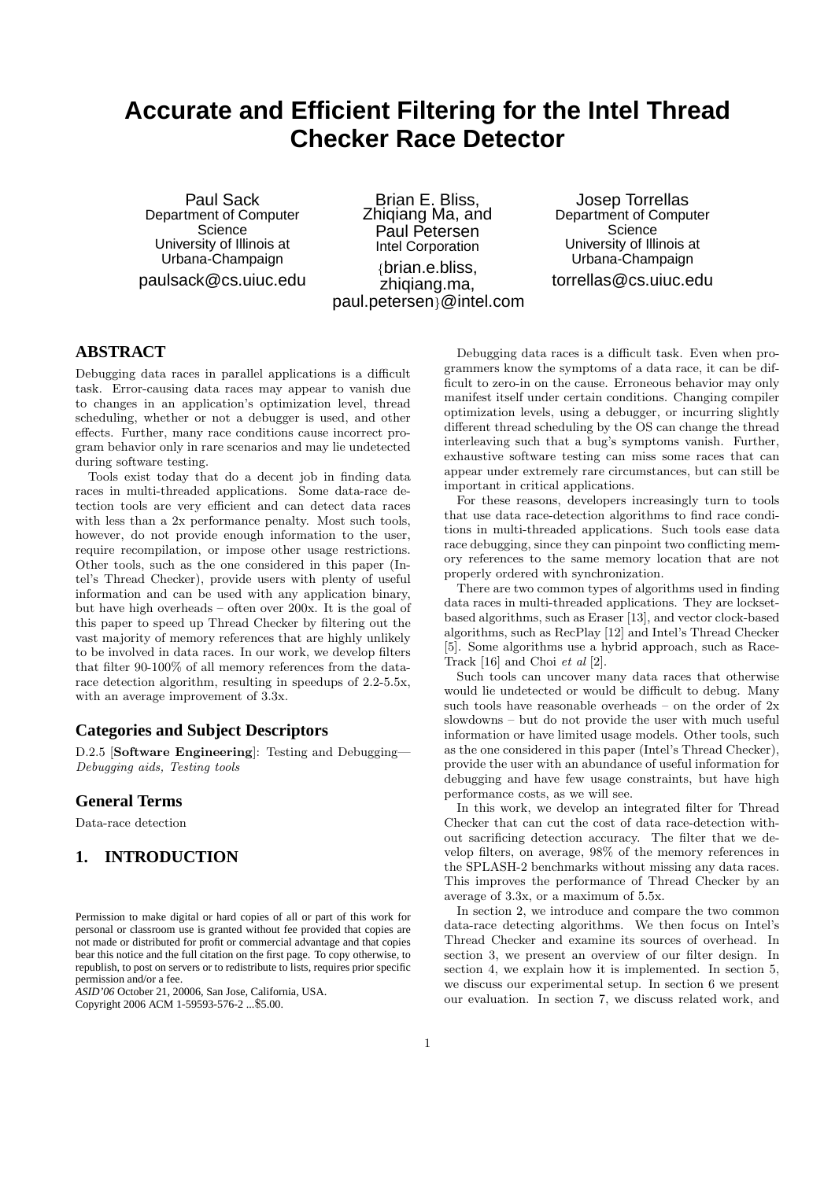# Accurate and Efficient Filtering for the Intel Thread Checker Race Detector

Paul Sack
Department of Computer Science
University of Illinois at Urbana-Champaign
paulsack@cs.uiuc.edu

Brian E. Bliss, Zhiqiang Ma, and Paul Petersen
Intel Corporation
{brian.e.bliss, zhiqiang.ma, paul.petersen}@intel.com

Josep Torrellas
Department of Computer Science
University of Illinois at Urbana-Champaign
torrellas@cs.uiuc.edu

## ABSTRACT

Debugging data races in parallel applications is a difficult task. Error-causing data races may appear to vanish due to changes in an application's optimization level, thread scheduling, whether or not a debugger is used, and other effects. Further, many race conditions cause incorrect program behavior only in rare scenarios and may lie undetected during software testing.

Tools exist today that do a decent job in finding data races in multi-threaded applications. Some data-race detection tools are very efficient and can detect data races with less than a 2x performance penalty. Most such tools, however, do not provide enough information to the user, require recompilation, or impose other usage restrictions. Other tools, such as the one considered in this paper (Intel's Thread Checker), provide users with plenty of useful information and can be used with any application binary, but have high overheads – often over 200x. It is the goal of this paper to speed up Thread Checker by filtering out the vast majority of memory references that are highly unlikely to be involved in data races. In our work, we develop filters that filter 90-100% of all memory references from the data-race detection algorithm, resulting in speedups of 2.2-5.5x, with an average improvement of 3.3x.

### Categories and Subject Descriptors

D.2.5 [**Software Engineering**]: Testing and Debugging—*Debugging aids, Testing tools*

### General Terms

Data-race detection

## 1. INTRODUCTION

Debugging data races is a difficult task. Even when programmers know the symptoms of a data race, it can be difficult to zero-in on the cause. Erroneous behavior may only manifest itself under certain conditions. Changing compiler optimization levels, using a debugger, or incurring slightly different thread scheduling by the OS can change the thread interleaving such that a bug's symptoms vanish. Further, exhaustive software testing can miss some races that can appear under extremely rare circumstances, but can still be important in critical applications.

For these reasons, developers increasingly turn to tools that use data race-detection algorithms to find race conditions in multi-threaded applications. Such tools ease data race debugging, since they can pinpoint two conflicting memory references to the same memory location that are not properly ordered with synchronization.

There are two common types of algorithms used in finding data races in multi-threaded applications. They are lockset-based algorithms, such as Eraser [13], and vector clock-based algorithms, such as RecPlay [12] and Intel's Thread Checker [5]. Some algorithms use a hybrid approach, such as RaceTrack [16] and Choi *et al* [2].

Such tools can uncover many data races that otherwise would lie undetected or would be difficult to debug. Many such tools have reasonable overheads – on the order of 2x slowdowns – but do not provide the user with much useful information or have limited usage models. Other tools, such as the one considered in this paper (Intel's Thread Checker), provide the user with an abundance of useful information for debugging and have few usage constraints, but have high performance costs, as we will see.

In this work, we develop an integrated filter for Thread Checker that can cut the cost of data race-detection without sacrificing detection accuracy. The filter that we develop filters, on average, 98% of the memory references in the SPLASH-2 benchmarks without missing any data races. This improves the performance of Thread Checker by an average of 3.3x, or a maximum of 5.5x.

In section 2, we introduce and compare the two common data-race detecting algorithms. We then focus on Intel's Thread Checker and examine its sources of overhead. In section 3, we present an overview of our filter design. In section 4, we explain how it is implemented. In section 5, we discuss our experimental setup. In section 6 we present our evaluation. In section 7, we discuss related work, and

Permission to make digital or hard copies of all or part of this work for personal or classroom use is granted without fee provided that copies are not made or distributed for profit or commercial advantage and that copies bear this notice and the full citation on the first page. To copy otherwise, to republish, to post on servers or to redistribute to lists, requires prior specific permission and/or a fee.
*ASID'06* October 21, 20006, San Jose, California, USA.
Copyright 2006 ACM 1-59593-576-2 ...$5.00.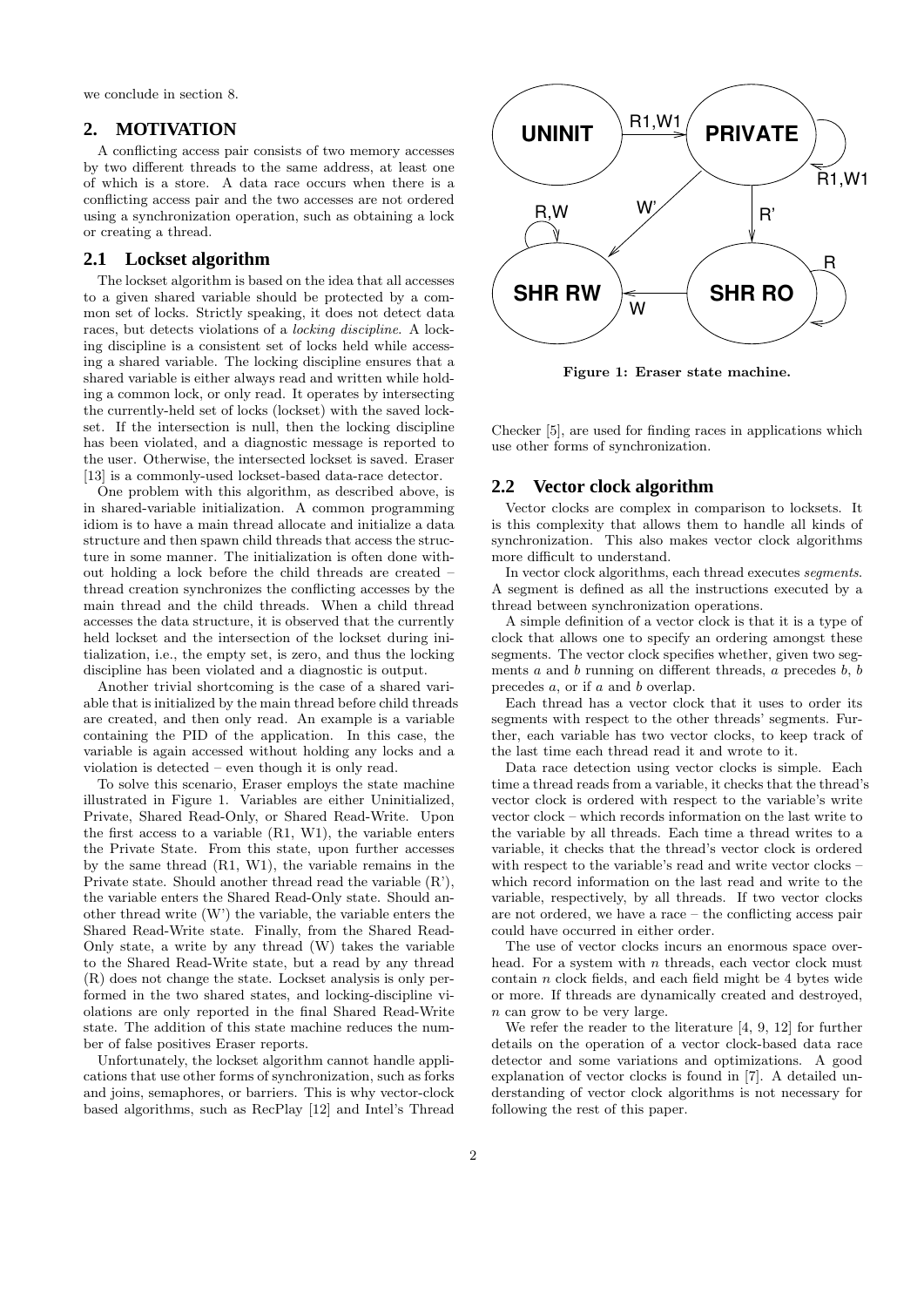we conclude in section 8.

## 2. MOTIVATION

A conflicting access pair consists of two memory accesses by two different threads to the same address, at least one of which is a store. A data race occurs when there is a conflicting access pair and the two accesses are not ordered using a synchronization operation, such as obtaining a lock or creating a thread.

### 2.1 Lockset algorithm

The lockset algorithm is based on the idea that all accesses to a given shared variable should be protected by a common set of locks. Strictly speaking, it does not detect data races, but detects violations of a *locking discipline*. A locking discipline is a consistent set of locks held while accessing a shared variable. The locking discipline ensures that a shared variable is either always read and written while holding a common lock, or only read. It operates by intersecting the currently-held set of locks (lockset) with the saved lockset. If the intersection is null, then the locking discipline has been violated, and a diagnostic message is reported to the user. Otherwise, the intersected lockset is saved. Eraser [13] is a commonly-used lockset-based data-race detector.

One problem with this algorithm, as described above, is in shared-variable initialization. A common programming idiom is to have a main thread allocate and initialize a data structure and then spawn child threads that access the structure in some manner. The initialization is often done without holding a lock before the child threads are created – thread creation synchronizes the conflicting accesses by the main thread and the child threads. When a child thread accesses the data structure, it is observed that the currently held lockset and the intersection of the lockset during initialization, i.e., the empty set, is zero, and thus the locking discipline has been violated and a diagnostic is output.

Another trivial shortcoming is the case of a shared variable that is initialized by the main thread before child threads are created, and then only read. An example is a variable containing the PID of the application. In this case, the variable is again accessed without holding any locks and a violation is detected – even though it is only read.

To solve this scenario, Eraser employs the state machine illustrated in Figure 1. Variables are either Uninitialized, Private, Shared Read-Only, or Shared Read-Write. Upon the first access to a variable (R1, W1), the variable enters the Private State. From this state, upon further accesses by the same thread (R1, W1), the variable remains in the Private state. Should another thread read the variable (R'), the variable enters the Shared Read-Only state. Should another thread write (W') the variable, the variable enters the Shared Read-Write state. Finally, from the Shared Read-Only state, a write by any thread (W) takes the variable to the Shared Read-Write state, but a read by any thread (R) does not change the state. Lockset analysis is only performed in the two shared states, and locking-discipline violations are only reported in the final Shared Read-Write state. The addition of this state machine reduces the number of false positives Eraser reports.

Unfortunately, the lockset algorithm cannot handle applications that use other forms of synchronization, such as forks and joins, semaphores, or barriers. This is why vector-clock based algorithms, such as RecPlay [12] and Intel's Thread Checker [5], are used for finding races in applications which use other forms of synchronization.

**Figure 1: Eraser state machine.**

### 2.2 Vector clock algorithm

Vector clocks are complex in comparison to locksets. It is this complexity that allows them to handle all kinds of synchronization. This also makes vector clock algorithms more difficult to understand.

In vector clock algorithms, each thread executes *segments*. A segment is defined as all the instructions executed by a thread between synchronization operations.

A simple definition of a vector clock is that it is a type of clock that allows one to specify an ordering amongst these segments. The vector clock specifies whether, given two segments $a$ and $b$ running on different threads, $a$ precedes $b$, $b$ precedes $a$, or if $a$ and $b$ overlap.

Each thread has a vector clock that it uses to order its segments with respect to the other threads' segments. Further, each variable has two vector clocks, to keep track of the last time each thread read it and wrote to it.

Data race detection using vector clocks is simple. Each time a thread reads from a variable, it checks that the thread's vector clock is ordered with respect to the variable's write vector clock – which records information on the last write to the variable by all threads. Each time a thread writes to a variable, it checks that the thread's vector clock is ordered with respect to the variable's read and write vector clocks – which record information on the last read and write to the variable, respectively, by all threads. If two vector clocks are not ordered, we have a race – the conflicting access pair could have occurred in either order.

The use of vector clocks incurs an enormous space overhead. For a system with $n$ threads, each vector clock must contain $n$ clock fields, and each field might be 4 bytes wide or more. If threads are dynamically created and destroyed, $n$ can grow to be very large.

We refer the reader to the literature [4, 9, 12] for further details on the operation of a vector clock-based data race detector and some variations and optimizations. A good explanation of vector clocks is found in [7]. A detailed understanding of vector clock algorithms is not necessary for following the rest of this paper.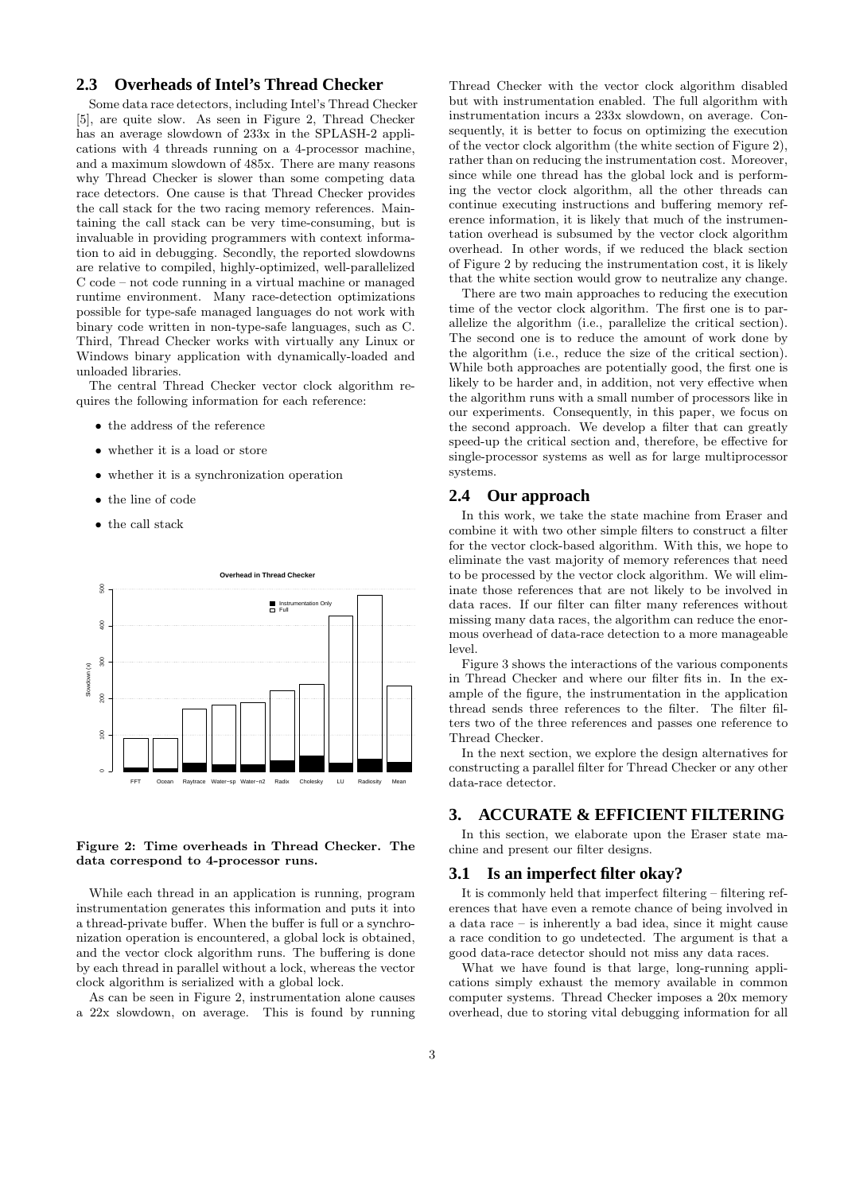## 2.3 Overheads of Intel's Thread Checker

Some data race detectors, including Intel's Thread Checker [5], are quite slow. As seen in Figure 2, Thread Checker has an average slowdown of 233x in the SPLASH-2 applications with 4 threads running on a 4-processor machine, and a maximum slowdown of 485x. There are many reasons why Thread Checker is slower than some competing data race detectors. One cause is that Thread Checker provides the call stack for the two racing memory references. Maintaining the call stack can be very time-consuming, but is invaluable in providing programmers with context information to aid in debugging. Secondly, the reported slowdowns are relative to compiled, highly-optimized, well-parallelized C code – not code running in a virtual machine or managed runtime environment. Many race-detection optimizations possible for type-safe managed languages do not work with binary code written in non-type-safe languages, such as C. Third, Thread Checker works with virtually any Linux or Windows binary application with dynamically-loaded and unloaded libraries.

The central Thread Checker vector clock algorithm requires the following information for each reference:

- the address of the reference
- whether it is a load or store
- whether it is a synchronization operation
- the line of code
- the call stack

Figure 2: Time overheads in Thread Checker. The data correspond to 4-processor runs.

While each thread in an application is running, program instrumentation generates this information and puts it into a thread-private buffer. When the buffer is full or a synchronization operation is encountered, a global lock is obtained, and the vector clock algorithm runs. The buffering is done by each thread in parallel without a lock, whereas the vector clock algorithm is serialized with a global lock.

As can be seen in Figure 2, instrumentation alone causes a 22x slowdown, on average. This is found by running Thread Checker with the vector clock algorithm disabled but with instrumentation enabled. The full algorithm with instrumentation incurs a 233x slowdown, on average. Consequently, it is better to focus on optimizing the execution of the vector clock algorithm (the white section of Figure 2), rather than on reducing the instrumentation cost. Moreover, since while one thread has the global lock and is performing the vector clock algorithm, all the other threads can continue executing instructions and buffering memory reference information, it is likely that much of the instrumentation overhead is subsumed by the vector clock algorithm overhead. In other words, if we reduced the black section of Figure 2 by reducing the instrumentation cost, it is likely that the white section would grow to neutralize any change.

There are two main approaches to reducing the execution time of the vector clock algorithm. The first one is to parallelize the algorithm (i.e., parallelize the critical section). The second one is to reduce the amount of work done by the algorithm (i.e., reduce the size of the critical section). While both approaches are potentially good, the first one is likely to be harder and, in addition, not very effective when the algorithm runs with a small number of processors like in our experiments. Consequently, in this paper, we focus on the second approach. We develop a filter that can greatly speed-up the critical section and, therefore, be effective for single-processor systems as well as for large multiprocessor systems.

## 2.4 Our approach

In this work, we take the state machine from Eraser and combine it with two other simple filters to construct a filter for the vector clock-based algorithm. With this, we hope to eliminate the vast majority of memory references that need to be processed by the vector clock algorithm. We will eliminate those references that are not likely to be involved in data races. If our filter can filter many references without missing many data races, the algorithm can reduce the enormous overhead of data-race detection to a more manageable level.

Figure 3 shows the interactions of the various components in Thread Checker and where our filter fits in. In the example of the figure, the instrumentation in the application thread sends three references to the filter. The filter filters two of the three references and passes one reference to Thread Checker.

In the next section, we explore the design alternatives for constructing a parallel filter for Thread Checker or any other data-race detector.

# 3. ACCURATE & EFFICIENT FILTERING

In this section, we elaborate upon the Eraser state machine and present our filter designs.

## 3.1 Is an imperfect filter okay?

It is commonly held that imperfect filtering – filtering references that have even a remote chance of being involved in a data race – is inherently a bad idea, since it might cause a race condition to go undetected. The argument is that a good data-race detector should not miss any data races.

What we have found is that large, long-running applications simply exhaust the memory available in common computer systems. Thread Checker imposes a 20x memory overhead, due to storing vital debugging information for all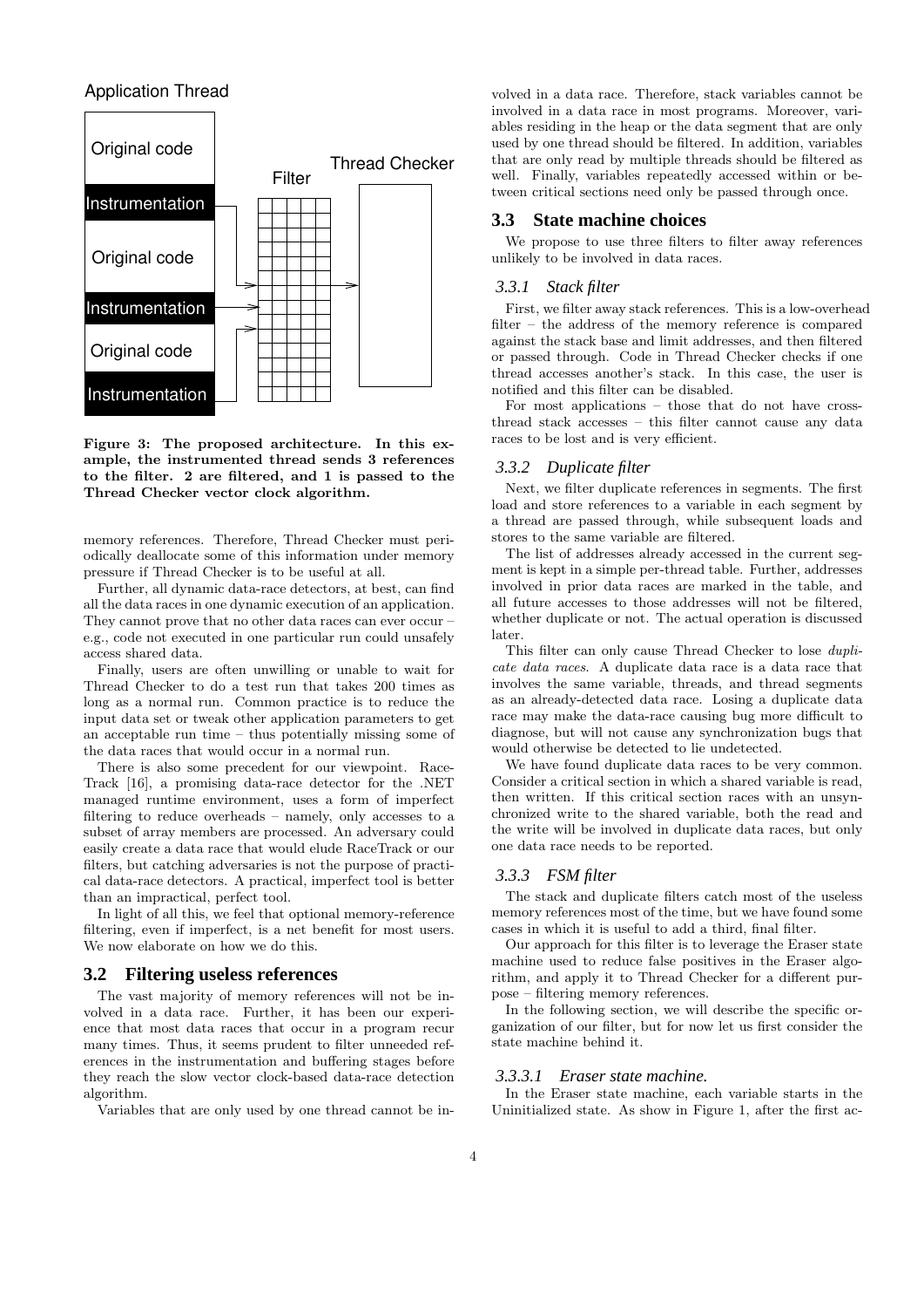Application Thread

Original code

Instrumentation

Original code

Instrumentation

Original code

Instrumentation

Filter

Thread Checker

**Figure 3: The proposed architecture. In this example, the instrumented thread sends 3 references to the filter. 2 are filtered, and 1 is passed to the Thread Checker vector clock algorithm.**

memory references. Therefore, Thread Checker must periodically deallocate some of this information under memory pressure if Thread Checker is to be useful at all.

Further, all dynamic data-race detectors, at best, can find all the data races in one dynamic execution of an application. They cannot prove that no other data races can ever occur – e.g., code not executed in one particular run could unsafely access shared data.

Finally, users are often unwilling or unable to wait for Thread Checker to do a test run that takes 200 times as long as a normal run. Common practice is to reduce the input data set or tweak other application parameters to get an acceptable run time – thus potentially missing some of the data races that would occur in a normal run.

There is also some precedent for our viewpoint. RaceTrack [16], a promising data-race detector for the .NET managed runtime environment, uses a form of imperfect filtering to reduce overheads – namely, only accesses to a subset of array members are processed. An adversary could easily create a data race that would elude RaceTrack or our filters, but catching adversaries is not the purpose of practical data-race detectors. A practical, imperfect tool is better than an impractical, perfect tool.

In light of all this, we feel that optional memory-reference filtering, even if imperfect, is a net benefit for most users. We now elaborate on how we do this.

## 3.2 Filtering useless references

The vast majority of memory references will not be involved in a data race. Further, it has been our experience that most data races that occur in a program recur many times. Thus, it seems prudent to filter unneeded references in the instrumentation and buffering stages before they reach the slow vector clock-based data-race detection algorithm.

Variables that are only used by one thread cannot be involved in a data race. Therefore, stack variables cannot be involved in a data race in most programs. Moreover, variables residing in the heap or the data segment that are only used by one thread should be filtered. In addition, variables that are only read by multiple threads should be filtered as well. Finally, variables repeatedly accessed within or between critical sections need only be passed through once.

## 3.3 State machine choices

We propose to use three filters to filter away references unlikely to be involved in data races.

### 3.3.1 Stack filter

First, we filter away stack references. This is a low-overhead filter – the address of the memory reference is compared against the stack base and limit addresses, and then filtered or passed through. Code in Thread Checker checks if one thread accesses another's stack. In this case, the user is notified and this filter can be disabled.

For most applications – those that do not have cross-thread stack accesses – this filter cannot cause any data races to be lost and is very efficient.

### 3.3.2 Duplicate filter

Next, we filter duplicate references in segments. The first load and store references to a variable in each segment by a thread are passed through, while subsequent loads and stores to the same variable are filtered.

The list of addresses already accessed in the current segment is kept in a simple per-thread table. Further, addresses involved in prior data races are marked in the table, and all future accesses to those addresses will not be filtered, whether duplicate or not. The actual operation is discussed later.

This filter can only cause Thread Checker to lose *duplicate data races*. A duplicate data race is a data race that involves the same variable, threads, and thread segments as an already-detected data race. Losing a duplicate data race may make the data-race causing bug more difficult to diagnose, but will not cause any synchronization bugs that would otherwise be detected to lie undetected.

We have found duplicate data races to be very common. Consider a critical section in which a shared variable is read, then written. If this critical section races with an unsynchronized write to the shared variable, both the read and the write will be involved in duplicate data races, but only one data race needs to be reported.

### 3.3.3 FSM filter

The stack and duplicate filters catch most of the useless memory references most of the time, but we have found some cases in which it is useful to add a third, final filter.

Our approach for this filter is to leverage the Eraser state machine used to reduce false positives in the Eraser algorithm, and apply it to Thread Checker for a different purpose – filtering memory references.

In the following section, we will describe the specific organization of our filter, but for now let us first consider the state machine behind it.

#### 3.3.3.1 Eraser state machine.

In the Eraser state machine, each variable starts in the Uninitialized state. As show in Figure 1, after the first ac-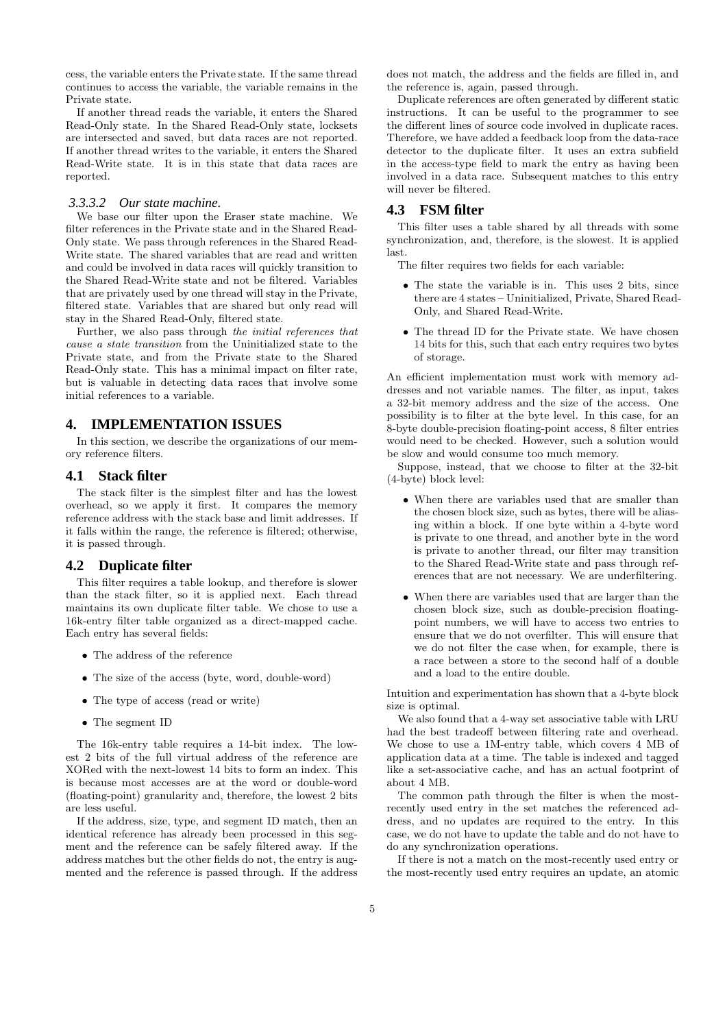cess, the variable enters the Private state. If the same thread continues to access the variable, the variable remains in the Private state.

If another thread reads the variable, it enters the Shared Read-Only state. In the Shared Read-Only state, locksets are intersected and saved, but data races are not reported. If another thread writes to the variable, it enters the Shared Read-Write state. It is in this state that data races are reported.

#### 3.3.3.2 Our state machine.

We base our filter upon the Eraser state machine. We filter references in the Private state and in the Shared Read-Only state. We pass through references in the Shared Read-Write state. The shared variables that are read and written and could be involved in data races will quickly transition to the Shared Read-Write state and not be filtered. Variables that are privately used by one thread will stay in the Private, filtered state. Variables that are shared but only read will stay in the Shared Read-Only, filtered state.

Further, we also pass through *the initial references that cause a state transition* from the Uninitialized state to the Private state, and from the Private state to the Shared Read-Only state. This has a minimal impact on filter rate, but is valuable in detecting data races that involve some initial references to a variable.

## 4. IMPLEMENTATION ISSUES

In this section, we describe the organizations of our memory reference filters.

### 4.1 Stack filter

The stack filter is the simplest filter and has the lowest overhead, so we apply it first. It compares the memory reference address with the stack base and limit addresses. If it falls within the range, the reference is filtered; otherwise, it is passed through.

### 4.2 Duplicate filter

This filter requires a table lookup, and therefore is slower than the stack filter, so it is applied next. Each thread maintains its own duplicate filter table. We chose to use a 16k-entry filter table organized as a direct-mapped cache. Each entry has several fields:

- The address of the reference
- The size of the access (byte, word, double-word)
- The type of access (read or write)
- The segment ID

The 16k-entry table requires a 14-bit index. The lowest 2 bits of the full virtual address of the reference are XORed with the next-lowest 14 bits to form an index. This is because most accesses are at the word or double-word (floating-point) granularity and, therefore, the lowest 2 bits are less useful.

If the address, size, type, and segment ID match, then an identical reference has already been processed in this segment and the reference can be safely filtered away. If the address matches but the other fields do not, the entry is augmented and the reference is passed through. If the address does not match, the address and the fields are filled in, and the reference is, again, passed through.

Duplicate references are often generated by different static instructions. It can be useful to the programmer to see the different lines of source code involved in duplicate races. Therefore, we have added a feedback loop from the data-race detector to the duplicate filter. It uses an extra subfield in the access-type field to mark the entry as having been involved in a data race. Subsequent matches to this entry will never be filtered.

### 4.3 FSM filter

This filter uses a table shared by all threads with some synchronization, and, therefore, is the slowest. It is applied last.

The filter requires two fields for each variable:

- The state the variable is in. This uses 2 bits, since there are 4 states – Uninitialized, Private, Shared Read-Only, and Shared Read-Write.
- The thread ID for the Private state. We have chosen 14 bits for this, such that each entry requires two bytes of storage.

An efficient implementation must work with memory addresses and not variable names. The filter, as input, takes a 32-bit memory address and the size of the access. One possibility is to filter at the byte level. In this case, for an 8-byte double-precision floating-point access, 8 filter entries would need to be checked. However, such a solution would be slow and would consume too much memory.

Suppose, instead, that we choose to filter at the 32-bit (4-byte) block level:

- When there are variables used that are smaller than the chosen block size, such as bytes, there will be aliasing within a block. If one byte within a 4-byte word is private to one thread, and another byte in the word is private to another thread, our filter may transition to the Shared Read-Write state and pass through references that are not necessary. We are underfiltering.
- When there are variables used that are larger than the chosen block size, such as double-precision floating-point numbers, we will have to access two entries to ensure that we do not overfilter. This will ensure that we do not filter the case when, for example, there is a race between a store to the second half of a double and a load to the entire double.

Intuition and experimentation has shown that a 4-byte block size is optimal.

We also found that a 4-way set associative table with LRU had the best tradeoff between filtering rate and overhead. We chose to use a 1M-entry table, which covers 4 MB of application data at a time. The table is indexed and tagged like a set-associative cache, and has an actual footprint of about 4 MB.

The common path through the filter is when the most-recently used entry in the set matches the referenced address, and no updates are required to the entry. In this case, we do not have to update the table and do not have to do any synchronization operations.

If there is not a match on the most-recently used entry or the most-recently used entry requires an update, an atomic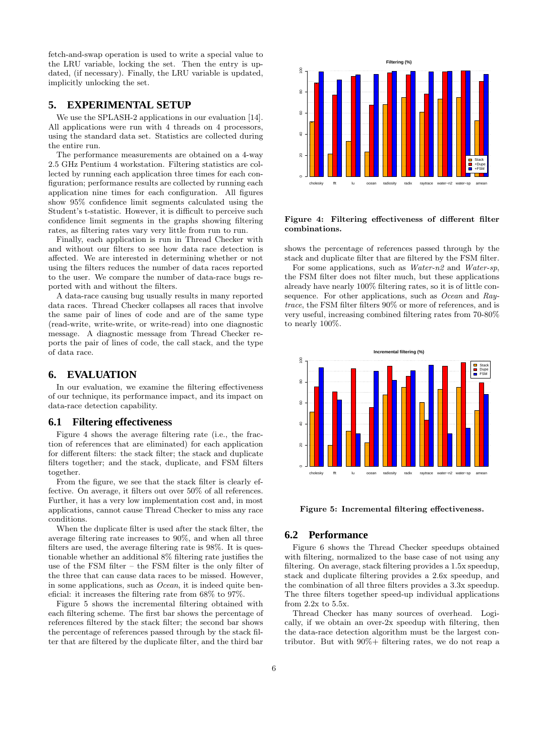fetch-and-swap operation is used to write a special value to the LRU variable, locking the set. Then the entry is updated, (if necessary). Finally, the LRU variable is updated, implicitly unlocking the set.

## 5. EXPERIMENTAL SETUP

We use the SPLASH-2 applications in our evaluation [14]. All applications were run with 4 threads on 4 processors, using the standard data set. Statistics are collected during the entire run.

The performance measurements are obtained on a 4-way 2.5 GHz Pentium 4 workstation. Filtering statistics are collected by running each application three times for each configuration; performance results are collected by running each application nine times for each configuration. All figures show 95% confidence limit segments calculated using the Student's t-statistic. However, it is difficult to perceive such confidence limit segments in the graphs showing filtering rates, as filtering rates vary very little from run to run.

Finally, each application is run in Thread Checker with and without our filters to see how data race detection is affected. We are interested in determining whether or not using the filters reduces the number of data races reported to the user. We compare the number of data-race bugs reported with and without the filters.

A data-race causing bug usually results in many reported data races. Thread Checker collapses all races that involve the same pair of lines of code and are of the same type (read-write, write-write, or write-read) into one diagnostic message. A diagnostic message from Thread Checker reports the pair of lines of code, the call stack, and the type of data race.

## 6. EVALUATION

In our evaluation, we examine the filtering effectiveness of our technique, its performance impact, and its impact on data-race detection capability.

### 6.1 Filtering effectiveness

Figure 4 shows the average filtering rate (i.e., the fraction of references that are eliminated) for each application for different filters: the stack filter; the stack and duplicate filters together; and the stack, duplicate, and FSM filters together.

From the figure, we see that the stack filter is clearly effective. On average, it filters out over 50% of all references. Further, it has a very low implementation cost and, in most applications, cannot cause Thread Checker to miss any race conditions.

When the duplicate filter is used after the stack filter, the average filtering rate increases to 90%, and when all three filters are used, the average filtering rate is 98%. It is questionable whether an additional 8% filtering rate justifies the use of the FSM filter – the FSM filter is the only filter of the three that can cause data races to be missed. However, in some applications, such as *Ocean*, it is indeed quite beneficial: it increases the filtering rate from 68% to 97%.

Figure 5 shows the incremental filtering obtained with each filtering scheme. The first bar shows the percentage of references filtered by the stack filter; the second bar shows the percentage of references passed through by the stack filter that are filtered by the duplicate filter, and the third bar shows the percentage of references passed through by the stack and duplicate filter that are filtered by the FSM filter.

For some applications, such as *Water-n2* and *Water-sp*, the FSM filter does not filter much, but these applications already have nearly 100% filtering rates, so it is of little consequence. For other applications, such as *Ocean* and *Raytrace*, the FSM filter filters 90% or more of references, and is very useful, increasing combined filtering rates from 70-80% to nearly 100%.

**Figure 4: Filtering effectiveness of different filter combinations.**

**Figure 5: Incremental filtering effectiveness.**

### 6.2 Performance

Figure 6 shows the Thread Checker speedups obtained with filtering, normalized to the base case of not using any filtering. On average, stack filtering provides a 1.5x speedup, stack and duplicate filtering provides a 2.6x speedup, and the combination of all three filters provides a 3.3x speedup. The three filters together speed-up individual applications from 2.2x to 5.5x.

Thread Checker has many sources of overhead. Logically, if we obtain an over-2x speedup with filtering, then the data-race detection algorithm must be the largest contributor. But with 90%+ filtering rates, we do not reap a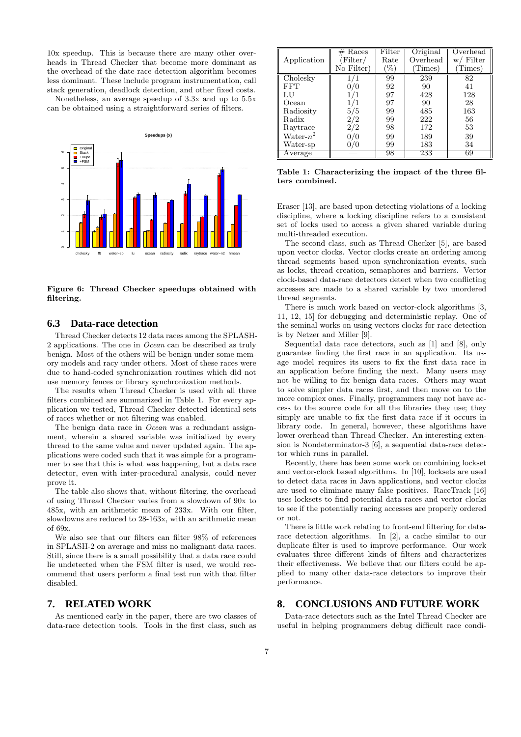10x speedup. This is because there are many other overheads in Thread Checker that become more dominant as the overhead of the date-race detection algorithm becomes less dominant. These include program instrumentation, call stack generation, deadlock detection, and other fixed costs.

Nonetheless, an average speedup of 3.3x and up to 5.5x can be obtained using a straightforward series of filters.

**Figure 6: Thread Checker speedups obtained with filtering.**

## 6.3 Data-race detection

Thread Checker detects 12 data races among the SPLASH-2 applications. The one in *Ocean* can be described as truly benign. Most of the others will be benign under some memory models and racy under others. Most of these races were due to hand-coded synchronization routines which did not use memory fences or library synchronization methods.

The results when Thread Checker is used with all three filters combined are summarized in Table 1. For every application we tested, Thread Checker detected identical sets of races whether or not filtering was enabled.

The benign data race in *Ocean* was a redundant assignment, wherein a shared variable was initialized by every thread to the same value and never updated again. The applications were coded such that it was simple for a programmer to see that this is what was happening, but a data race detector, even with inter-procedural analysis, could never prove it.

The table also shows that, without filtering, the overhead of using Thread Checker varies from a slowdown of 90x to 485x, with an arithmetic mean of 233x. With our filter, slowdowns are reduced to 28-163x, with an arithmetic mean of 69x.

We also see that our filters can filter 98% of references in SPLASH-2 on average and miss no malignant data races. Still, since there is a small possibility that a data race could lie undetected when the FSM filter is used, we would recommend that users perform a final test run with that filter disabled.

## 7. RELATED WORK

As mentioned early in the paper, there are two classes of data-race detection tools. Tools in the first class, such as

| Application | # Races (Filter/ No Filter) | Filter Rate (%) | Original Overhead (Times) | Overhead w/ Filter (Times) |
|---|---|---|---|---|
| Cholesky | 1/1 | 99 | 239 | 82 |
| FFT | 0/0 | 92 | 90 | 41 |
| LU | 1/1 | 97 | 428 | 128 |
| Ocean | 1/1 | 97 | 90 | 28 |
| Radiosity | 5/5 | 99 | 485 | 163 |
| Radix | 2/2 | 99 | 222 | 56 |
| Raytrace | 2/2 | 98 | 172 | 53 |
| Water-$n^2$ | 0/0 | 99 | 189 | 39 |
| Water-sp | 0/0 | 99 | 183 | 34 |
| Average | — | 98 | 233 | 69 |

**Table 1: Characterizing the impact of the three filters combined.**

Eraser [13], are based upon detecting violations of a locking discipline, where a locking discipline refers to a consistent set of locks used to access a given shared variable during multi-threaded execution.

The second class, such as Thread Checker [5], are based upon vector clocks. Vector clocks create an ordering among thread segments based upon synchronization events, such as locks, thread creation, semaphores and barriers. Vector clock-based data-race detectors detect when two conflicting accesses are made to a shared variable by two unordered thread segments.

There is much work based on vector-clock algorithms [3, 11, 12, 15] for debugging and deterministic replay. One of the seminal works on using vectors clocks for race detection is by Netzer and Miller [9].

Sequential data race detectors, such as [1] and [8], only guarantee finding the first race in an application. Its usage model requires its users to fix the first data race in an application before finding the next. Many users may not be willing to fix benign data races. Others may want to solve simpler data races first, and then move on to the more complex ones. Finally, programmers may not have access to the source code for all the libraries they use; they simply are unable to fix the first data race if it occurs in library code. In general, however, these algorithms have lower overhead than Thread Checker. An interesting extension is Nondeterminator-3 [6], a sequential data-race detector which runs in parallel.

Recently, there has been some work on combining lockset and vector-clock based algorithms. In [10], locksets are used to detect data races in Java applications, and vector clocks are used to eliminate many false positives. RaceTrack [16] uses locksets to find potential data races and vector clocks to see if the potentially racing accesses are properly ordered or not.

There is little work relating to front-end filtering for data-race detection algorithms. In [2], a cache similar to our duplicate filter is used to improve performance. Our work evaluates three different kinds of filters and characterizes their effectiveness. We believe that our filters could be applied to many other data-race detectors to improve their performance.

## 8. CONCLUSIONS AND FUTURE WORK

Data-race detectors such as the Intel Thread Checker are useful in helping programmers debug difficult race condi-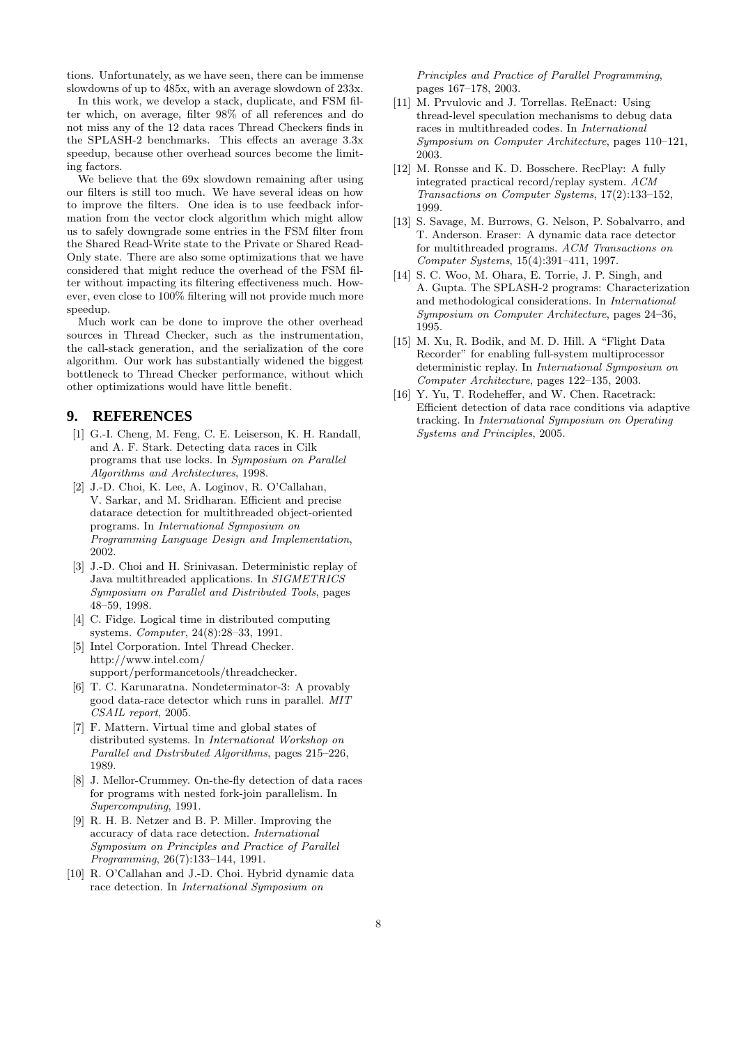tions. Unfortunately, as we have seen, there can be immense slowdowns of up to 485x, with an average slowdown of 233x.

In this work, we develop a stack, duplicate, and FSM filter which, on average, filter 98% of all references and do not miss any of the 12 data races Thread Checkers finds in the SPLASH-2 benchmarks. This effects an average 3.3x speedup, because other overhead sources become the limiting factors.

We believe that the 69x slowdown remaining after using our filters is still too much. We have several ideas on how to improve the filters. One idea is to use feedback information from the vector clock algorithm which might allow us to safely downgrade some entries in the FSM filter from the Shared Read-Write state to the Private or Shared Read-Only state. There are also some optimizations that we have considered that might reduce the overhead of the FSM filter without impacting its filtering effectiveness much. However, even close to 100% filtering will not provide much more speedup.

Much work can be done to improve the other overhead sources in Thread Checker, such as the instrumentation, the call-stack generation, and the serialization of the core algorithm. Our work has substantially widened the biggest bottleneck to Thread Checker performance, without which other optimizations would have little benefit.

## 9. REFERENCES

[1] G.-I. Cheng, M. Feng, C. E. Leiserson, K. H. Randall, and A. F. Stark. Detecting data races in Cilk programs that use locks. In *Symposium on Parallel Algorithms and Architectures*, 1998.

[2] J.-D. Choi, K. Lee, A. Loginov, R. O'Callahan, V. Sarkar, and M. Sridharan. Efficient and precise datarace detection for multithreaded object-oriented programs. In *International Symposium on Programming Language Design and Implementation*, 2002.

[3] J.-D. Choi and H. Srinivasan. Deterministic replay of Java multithreaded applications. In *SIGMETRICS Symposium on Parallel and Distributed Tools*, pages 48–59, 1998.

[4] C. Fidge. Logical time in distributed computing systems. *Computer*, 24(8):28–33, 1991.

[5] Intel Corporation. Intel Thread Checker. http://www.intel.com/support/performancetools/threadchecker.

[6] T. C. Karunaratna. Nondeterminator-3: A provably good data-race detector which runs in parallel. *MIT CSAIL report*, 2005.

[7] F. Mattern. Virtual time and global states of distributed systems. In *International Workshop on Parallel and Distributed Algorithms*, pages 215–226, 1989.

[8] J. Mellor-Crummey. On-the-fly detection of data races for programs with nested fork-join parallelism. In *Supercomputing*, 1991.

[9] R. H. B. Netzer and B. P. Miller. Improving the accuracy of data race detection. *International Symposium on Principles and Practice of Parallel Programming*, 26(7):133–144, 1991.

[10] R. O'Callahan and J.-D. Choi. Hybrid dynamic data race detection. In *International Symposium on Principles and Practice of Parallel Programming*, pages 167–178, 2003.

[11] M. Prvulovic and J. Torrellas. ReEnact: Using thread-level speculation mechanisms to debug data races in multithreaded codes. In *International Symposium on Computer Architecture*, pages 110–121, 2003.

[12] M. Ronsse and K. D. Bosschere. RecPlay: A fully integrated practical record/replay system. *ACM Transactions on Computer Systems*, 17(2):133–152, 1999.

[13] S. Savage, M. Burrows, G. Nelson, P. Sobalvarro, and T. Anderson. Eraser: A dynamic data race detector for multithreaded programs. *ACM Transactions on Computer Systems*, 15(4):391–411, 1997.

[14] S. C. Woo, M. Ohara, E. Torrie, J. P. Singh, and A. Gupta. The SPLASH-2 programs: Characterization and methodological considerations. In *International Symposium on Computer Architecture*, pages 24–36, 1995.

[15] M. Xu, R. Bodik, and M. D. Hill. A "Flight Data Recorder" for enabling full-system multiprocessor deterministic replay. In *International Symposium on Computer Architecture*, pages 122–135, 2003.

[16] Y. Yu, T. Rodeheffer, and W. Chen. Racetrack: Efficient detection of data race conditions via adaptive tracking. In *International Symposium on Operating Systems and Principles*, 2005.